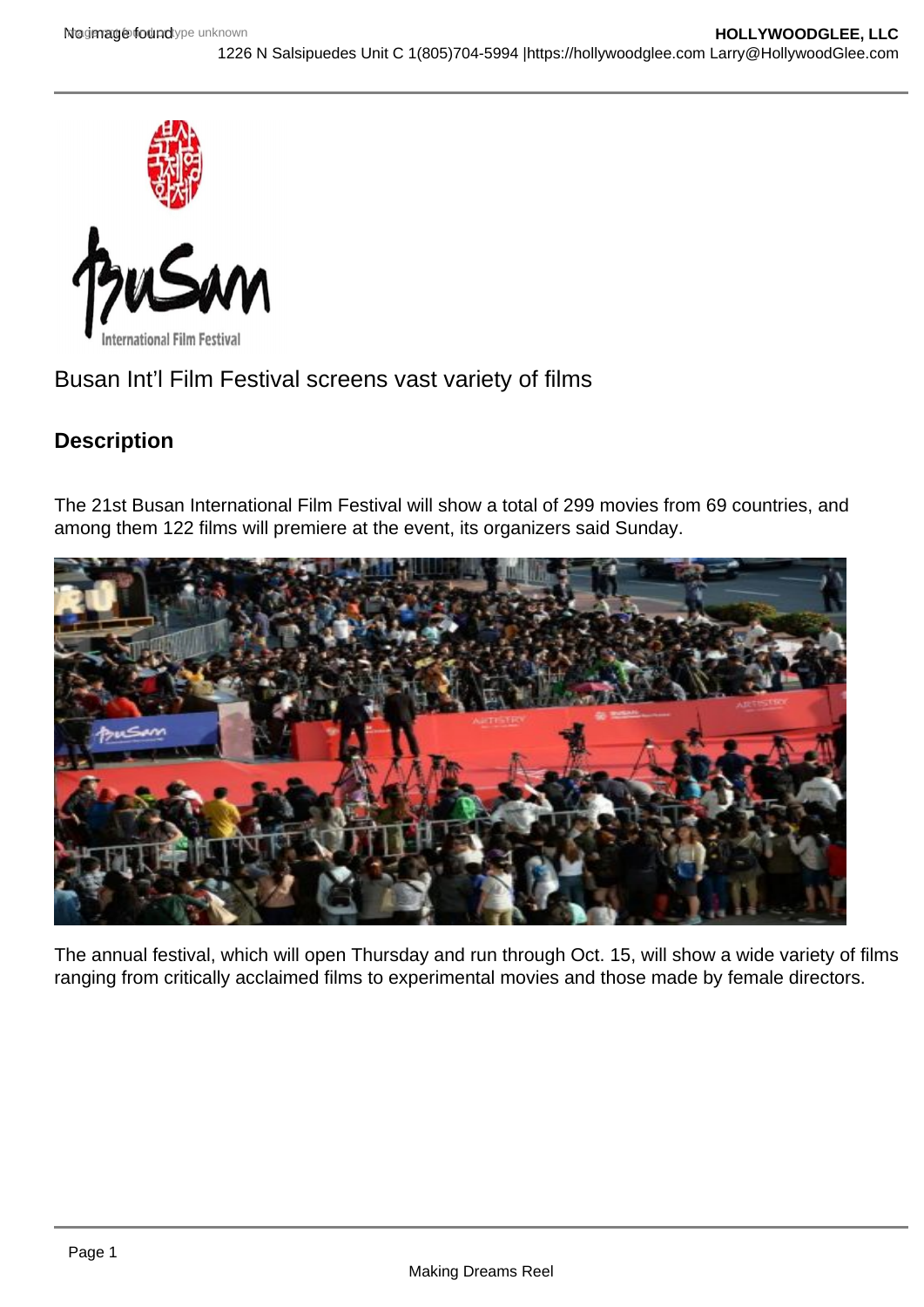Busan Int'l Film Festival screens vast variety of films

## Description

The 21st Busan International Film Festival will show a total of 299 movies from 69 countries, and among them 122 films will premiere at the event, its organizers said Sunday.

The annual festival, which will open Thursday and run through Oct. 15, will show a wide variety of films ranging from critically acclaimed films to experimental movies and those made by female directors.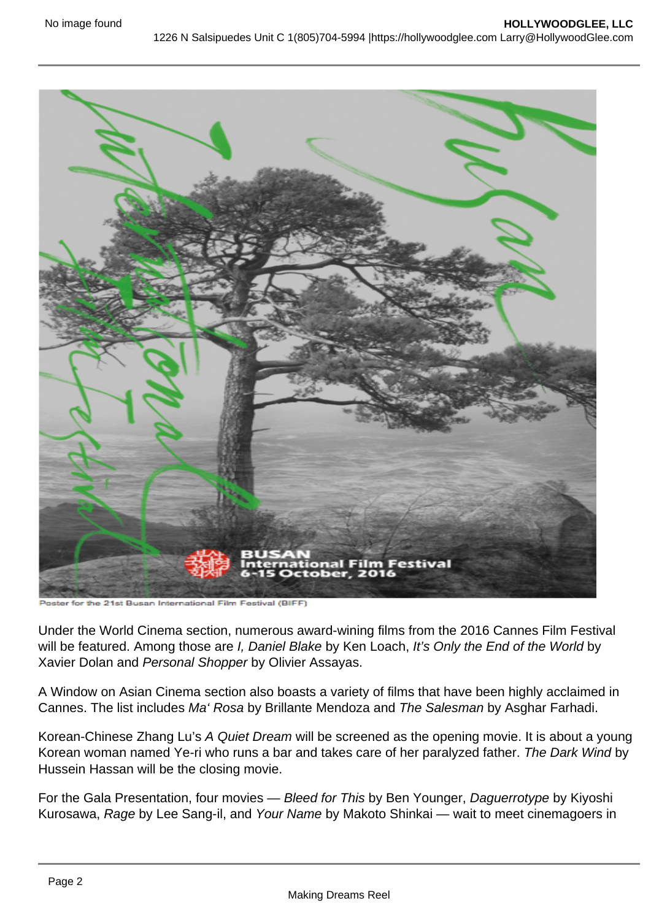Poster for the 21st Busan International Film Festival (BIFF)

Under the World Cinema section, numerous award-wining films from the 2016 Cannes Film Festival will be featured. Among those are *I, Daniel Blake* by Ken Loach, *It's Only the End of the World* by Xavier Dolan and *Personal Shopper* by Olivier Assayas.

A Window on Asian Cinema section also boasts a variety of films that have been highly acclaimed in Cannes. The list includes *Ma' Rosa* by Brillante Mendoza and *The Salesman* by Asghar Farhadi.

Korean-Chinese Zhang Lu's *A Quiet Dream* will be screened as the opening movie. It is about a young Korean woman named Ye-ri who runs a bar and takes care of her paralyzed father. *The Dark Wind* by Hussein Hassan will be the closing movie.

For the Gala Presentation, four movies — *Bleed for This* by Ben Younger, *Daguerrotype* by Kiyoshi Kurosawa, *Rage* by Lee Sang-il, and *Your Name* by Makoto Shinkai — wait to meet cinemagoers in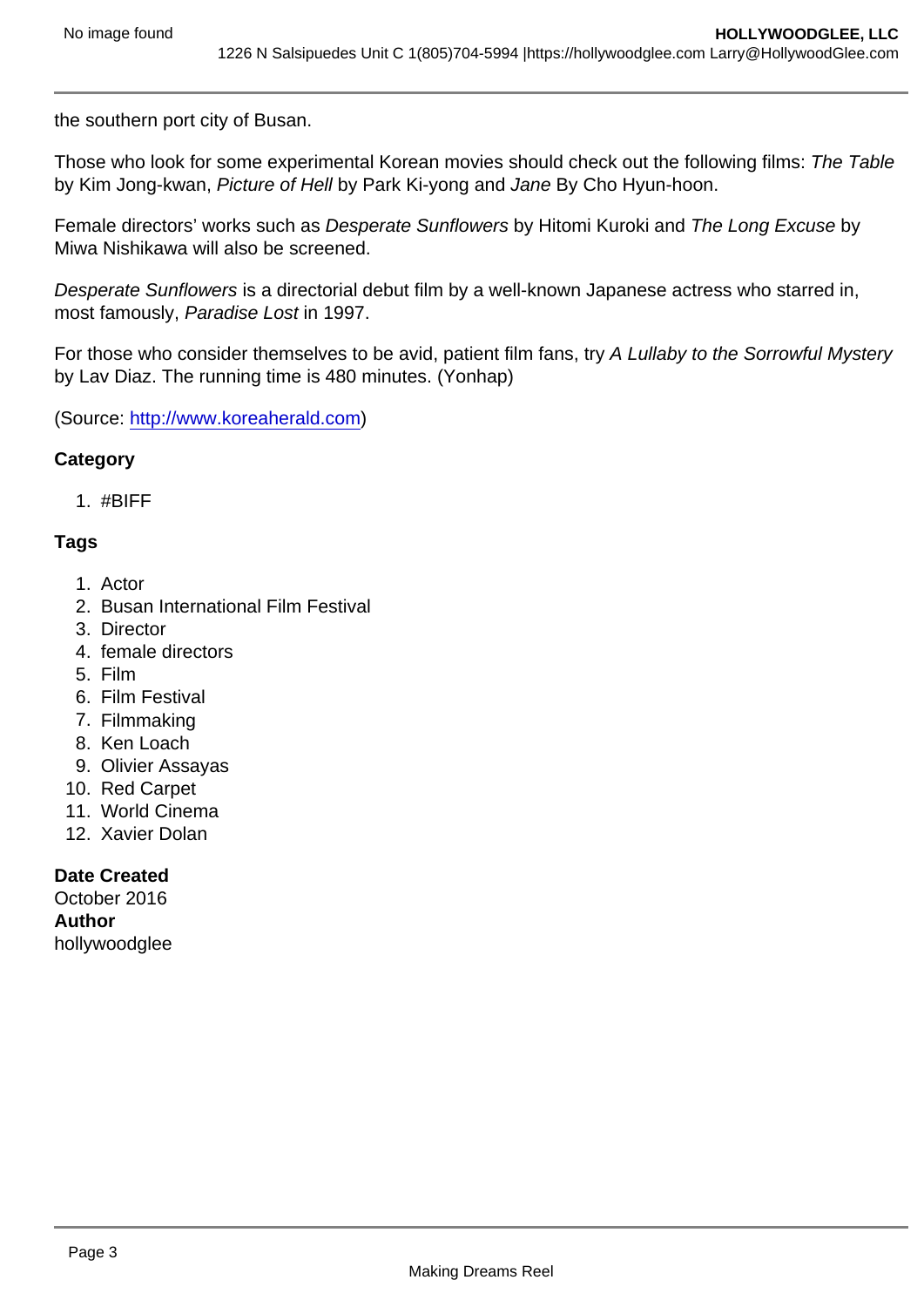the southern port city of Busan.

Those who look for some experimental Korean movies should check out the following films: *The Table* by Kim Jong-kwan, *Picture of Hell* by Park Ki-yong and *Jane* By Cho Hyun-hoon.

Female directors' works such as *Desperate Sunflowers* by Hitomi Kuroki and *The Long Excuse* by Miwa Nishikawa will also be screened.

*Desperate Sunflowers* is a directorial debut film by a well-known Japanese actress who starred in, most famously, *Paradise Lost* in 1997.

For those who consider themselves to be avid, patient film fans, try *A Lullaby to the Sorrowful Mystery* by Lav Diaz. The running time is 480 minutes. (Yonhap)

(Source: http://www.koreaherald.com)

**Category**

1. #BIFF

**Tags**

1. Actor
2. Busan International Film Festival
3. Director
4. female directors
5. Film
6. Film Festival
7. Filmmaking
8. Ken Loach
9. Olivier Assayas
10. Red Carpet
11. World Cinema
12. Xavier Dolan

**Date Created**
October 2016
**Author**
hollywoodglee